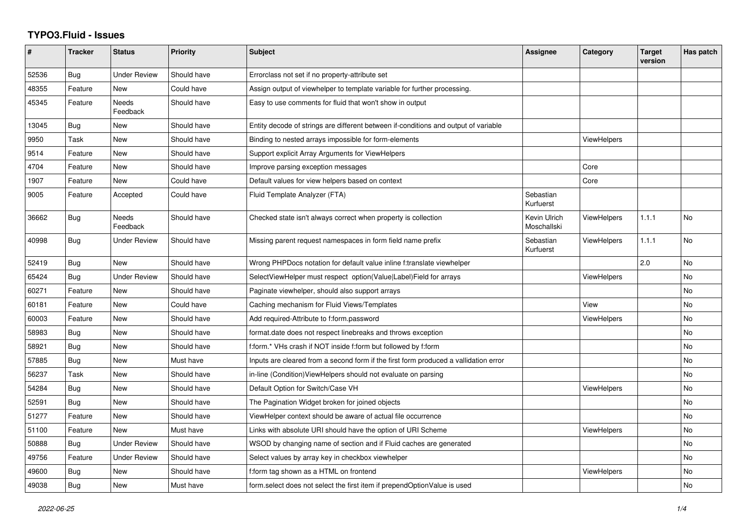# TYPO3.Fluid - Issues

| # | Tracker | Status | Priority | Subject | Assignee | Category | Target version | Has patch |
|---|---|---|---|---|---|---|---|---|
| 52536 | Bug | Under Review | Should have | Errorclass not set if no property-attribute set | | | | |
| 48355 | Feature | New | Could have | Assign output of viewhelper to template variable for further processing. | | | | |
| 45345 | Feature | Needs Feedback | Should have | Easy to use comments for fluid that won't show in output | | | | |
| 13045 | Bug | New | Should have | Entity decode of strings are different between if-conditions and output of variable | | | | |
| 9950 | Task | New | Should have | Binding to nested arrays impossible for form-elements | | ViewHelpers | | |
| 9514 | Feature | New | Should have | Support explicit Array Arguments for ViewHelpers | | | | |
| 4704 | Feature | New | Should have | Improve parsing exception messages | | Core | | |
| 1907 | Feature | New | Could have | Default values for view helpers based on context | | Core | | |
| 9005 | Feature | Accepted | Could have | Fluid Template Analyzer (FTA) | Sebastian Kurfuerst | | | |
| 36662 | Bug | Needs Feedback | Should have | Checked state isn't always correct when property is collection | Kevin Ulrich Moschallski | ViewHelpers | 1.1.1 | No |
| 40998 | Bug | Under Review | Should have | Missing parent request namespaces in form field name prefix | Sebastian Kurfuerst | ViewHelpers | 1.1.1 | No |
| 52419 | Bug | New | Should have | Wrong PHPDocs notation for default value inline f:translate viewhelper | | | 2.0 | No |
| 65424 | Bug | Under Review | Should have | SelectViewHelper must respect option(Value\|Label)Field for arrays | | ViewHelpers | | No |
| 60271 | Feature | New | Should have | Paginate viewhelper, should also support arrays | | | | No |
| 60181 | Feature | New | Could have | Caching mechanism for Fluid Views/Templates | | View | | No |
| 60003 | Feature | New | Should have | Add required-Attribute to f:form.password | | ViewHelpers | | No |
| 58983 | Bug | New | Should have | format.date does not respect linebreaks and throws exception | | | | No |
| 58921 | Bug | New | Should have | f:form.* VHs crash if NOT inside f:form but followed by f:form | | | | No |
| 57885 | Bug | New | Must have | Inputs are cleared from a second form if the first form produced a vallidation error | | | | No |
| 56237 | Task | New | Should have | in-line (Condition)ViewHelpers should not evaluate on parsing | | | | No |
| 54284 | Bug | New | Should have | Default Option for Switch/Case VH | | ViewHelpers | | No |
| 52591 | Bug | New | Should have | The Pagination Widget broken for joined objects | | | | No |
| 51277 | Feature | New | Should have | ViewHelper context should be aware of actual file occurrence | | | | No |
| 51100 | Feature | New | Must have | Links with absolute URI should have the option of URI Scheme | | ViewHelpers | | No |
| 50888 | Bug | Under Review | Should have | WSOD by changing name of section and if Fluid caches are generated | | | | No |
| 49756 | Feature | Under Review | Should have | Select values by array key in checkbox viewhelper | | | | No |
| 49600 | Bug | New | Should have | f:form tag shown as a HTML on frontend | | ViewHelpers | | No |
| 49038 | Bug | New | Must have | form.select does not select the first item if prependOptionValue is used | | | | No |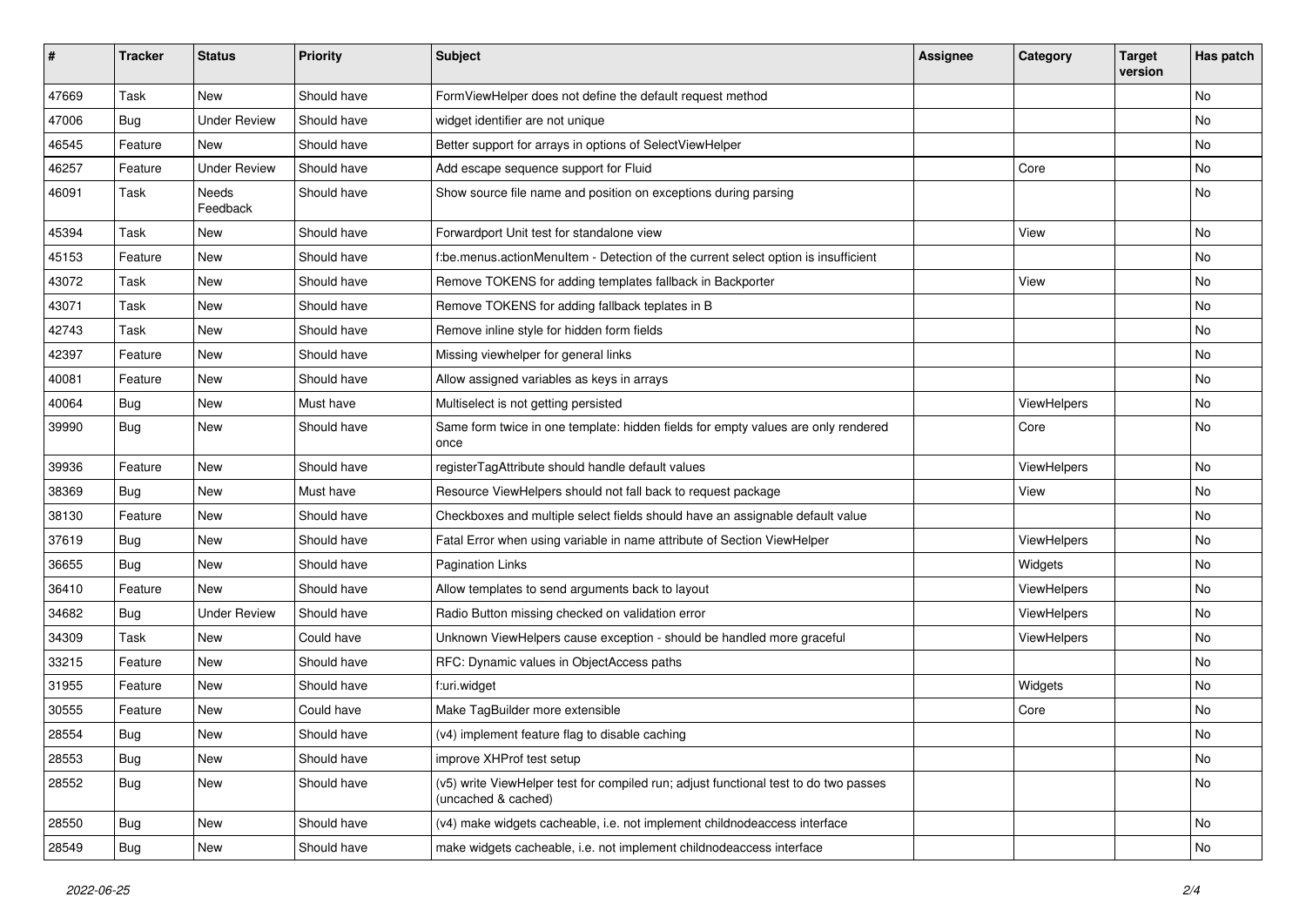| # | Tracker | Status | Priority | Subject | Assignee | Category | Target version | Has patch |
|---|---|---|---|---|---|---|---|---|
| 47669 | Task | New | Should have | FormViewHelper does not define the default request method | | | | No |
| 47006 | Bug | Under Review | Should have | widget identifier are not unique | | | | No |
| 46545 | Feature | New | Should have | Better support for arrays in options of SelectViewHelper | | | | No |
| 46257 | Feature | Under Review | Should have | Add escape sequence support for Fluid | | Core | | No |
| 46091 | Task | Needs Feedback | Should have | Show source file name and position on exceptions during parsing | | | | No |
| 45394 | Task | New | Should have | Forwardport Unit test for standalone view | | View | | No |
| 45153 | Feature | New | Should have | f:be.menus.actionMenuItem - Detection of the current select option is insufficient | | | | No |
| 43072 | Task | New | Should have | Remove TOKENS for adding templates fallback in Backporter | | View | | No |
| 43071 | Task | New | Should have | Remove TOKENS for adding fallback teplates in B | | | | No |
| 42743 | Task | New | Should have | Remove inline style for hidden form fields | | | | No |
| 42397 | Feature | New | Should have | Missing viewhelper for general links | | | | No |
| 40081 | Feature | New | Should have | Allow assigned variables as keys in arrays | | | | No |
| 40064 | Bug | New | Must have | Multiselect is not getting persisted | | ViewHelpers | | No |
| 39990 | Bug | New | Should have | Same form twice in one template: hidden fields for empty values are only rendered once | | Core | | No |
| 39936 | Feature | New | Should have | registerTagAttribute should handle default values | | ViewHelpers | | No |
| 38369 | Bug | New | Must have | Resource ViewHelpers should not fall back to request package | | View | | No |
| 38130 | Feature | New | Should have | Checkboxes and multiple select fields should have an assignable default value | | | | No |
| 37619 | Bug | New | Should have | Fatal Error when using variable in name attribute of Section ViewHelper | | ViewHelpers | | No |
| 36655 | Bug | New | Should have | Pagination Links | | Widgets | | No |
| 36410 | Feature | New | Should have | Allow templates to send arguments back to layout | | ViewHelpers | | No |
| 34682 | Bug | Under Review | Should have | Radio Button missing checked on validation error | | ViewHelpers | | No |
| 34309 | Task | New | Could have | Unknown ViewHelpers cause exception - should be handled more graceful | | ViewHelpers | | No |
| 33215 | Feature | New | Should have | RFC: Dynamic values in ObjectAccess paths | | | | No |
| 31955 | Feature | New | Should have | f:uri.widget | | Widgets | | No |
| 30555 | Feature | New | Could have | Make TagBuilder more extensible | | Core | | No |
| 28554 | Bug | New | Should have | (v4) implement feature flag to disable caching | | | | No |
| 28553 | Bug | New | Should have | improve XHProf test setup | | | | No |
| 28552 | Bug | New | Should have | (v5) write ViewHelper test for compiled run; adjust functional test to do two passes (uncached & cached) | | | | No |
| 28550 | Bug | New | Should have | (v4) make widgets cacheable, i.e. not implement childnodeaccess interface | | | | No |
| 28549 | Bug | New | Should have | make widgets cacheable, i.e. not implement childnodeaccess interface | | | | No |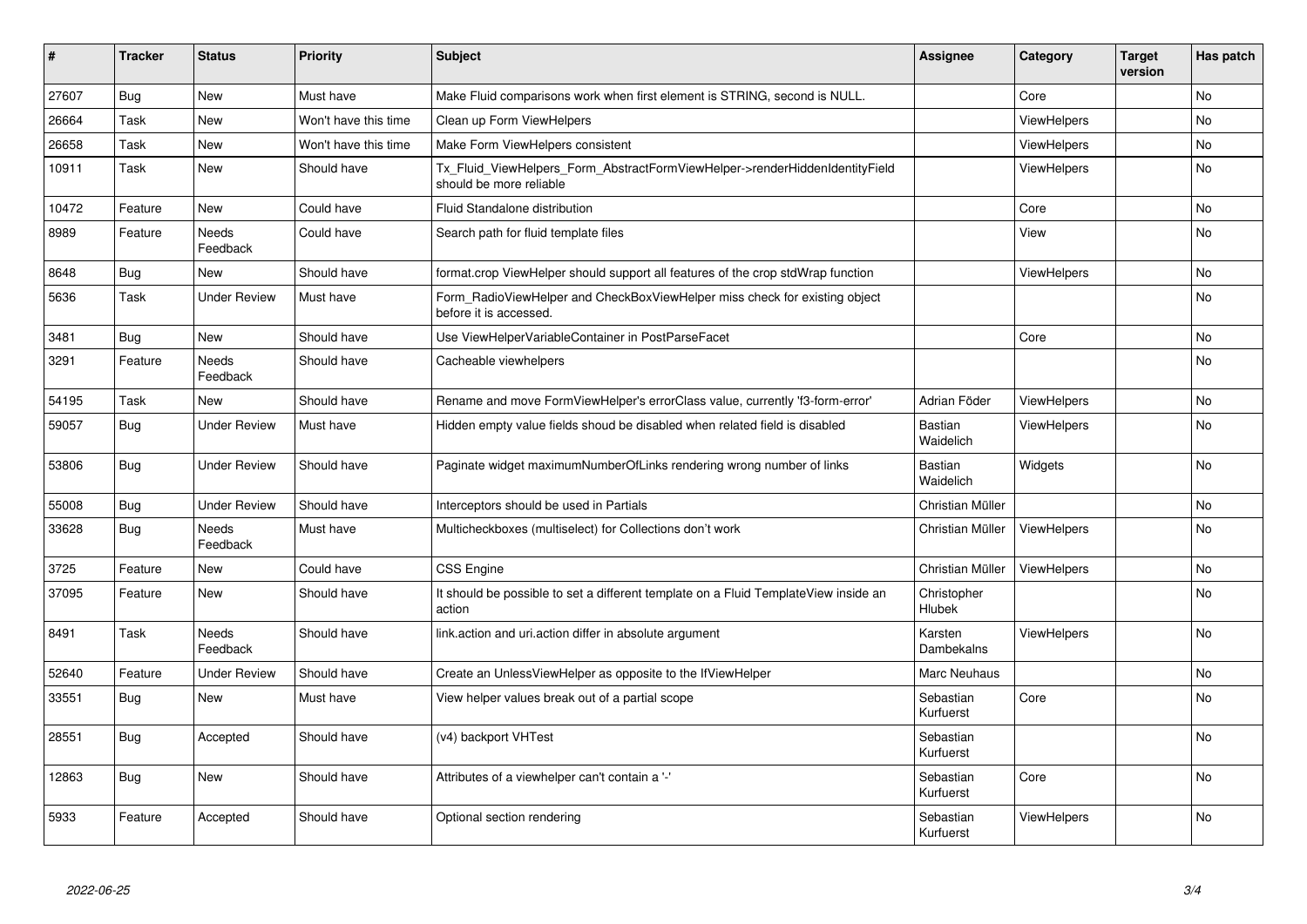| # | Tracker | Status | Priority | Subject | Assignee | Category | Target version | Has patch |
|---|---|---|---|---|---|---|---|---|
| 27607 | Bug | New | Must have | Make Fluid comparisons work when first element is STRING, second is NULL. | | Core | | No |
| 26664 | Task | New | Won't have this time | Clean up Form ViewHelpers | | ViewHelpers | | No |
| 26658 | Task | New | Won't have this time | Make Form ViewHelpers consistent | | ViewHelpers | | No |
| 10911 | Task | New | Should have | Tx_Fluid_ViewHelpers_Form_AbstractFormViewHelper->renderHiddenIdentityField should be more reliable | | ViewHelpers | | No |
| 10472 | Feature | New | Could have | Fluid Standalone distribution | | Core | | No |
| 8989 | Feature | Needs Feedback | Could have | Search path for fluid template files | | View | | No |
| 8648 | Bug | New | Should have | format.crop ViewHelper should support all features of the crop stdWrap function | | ViewHelpers | | No |
| 5636 | Task | Under Review | Must have | Form_RadioViewHelper and CheckBoxViewHelper miss check for existing object before it is accessed. | | | | No |
| 3481 | Bug | New | Should have | Use ViewHelperVariableContainer in PostParseFacet | | Core | | No |
| 3291 | Feature | Needs Feedback | Should have | Cacheable viewhelpers | | | | No |
| 54195 | Task | New | Should have | Rename and move FormViewHelper's errorClass value, currently 'f3-form-error' | Adrian Föder | ViewHelpers | | No |
| 59057 | Bug | Under Review | Must have | Hidden empty value fields shoud be disabled when related field is disabled | Bastian Waidelich | ViewHelpers | | No |
| 53806 | Bug | Under Review | Should have | Paginate widget maximumNumberOfLinks rendering wrong number of links | Bastian Waidelich | Widgets | | No |
| 55008 | Bug | Under Review | Should have | Interceptors should be used in Partials | Christian Müller | | | No |
| 33628 | Bug | Needs Feedback | Must have | Multicheckboxes (multiselect) for Collections don't work | Christian Müller | ViewHelpers | | No |
| 3725 | Feature | New | Could have | CSS Engine | Christian Müller | ViewHelpers | | No |
| 37095 | Feature | New | Should have | It should be possible to set a different template on a Fluid TemplateView inside an action | Christopher Hlubek | | | No |
| 8491 | Task | Needs Feedback | Should have | link.action and uri.action differ in absolute argument | Karsten Dambekalns | ViewHelpers | | No |
| 52640 | Feature | Under Review | Should have | Create an UnlessViewHelper as opposite to the IfViewHelper | Marc Neuhaus | | | No |
| 33551 | Bug | New | Must have | View helper values break out of a partial scope | Sebastian Kurfuerst | Core | | No |
| 28551 | Bug | Accepted | Should have | (v4) backport VHTest | Sebastian Kurfuerst | | | No |
| 12863 | Bug | New | Should have | Attributes of a viewhelper can't contain a '-' | Sebastian Kurfuerst | Core | | No |
| 5933 | Feature | Accepted | Should have | Optional section rendering | Sebastian Kurfuerst | ViewHelpers | | No |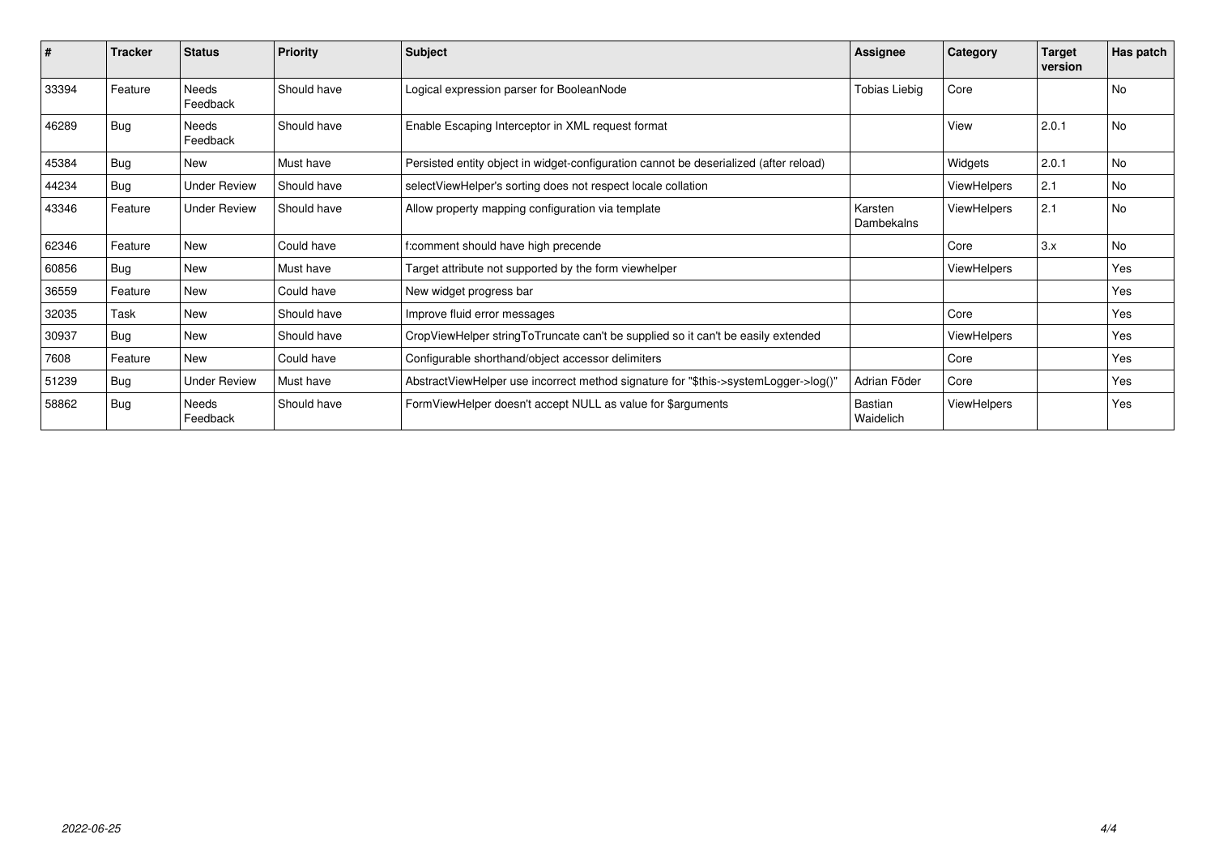| # | Tracker | Status | Priority | Subject | Assignee | Category | Target version | Has patch |
|---|---|---|---|---|---|---|---|---|
| 33394 | Feature | Needs Feedback | Should have | Logical expression parser for BooleanNode | Tobias Liebig | Core | | No |
| 46289 | Bug | Needs Feedback | Should have | Enable Escaping Interceptor in XML request format | | View | 2.0.1 | No |
| 45384 | Bug | New | Must have | Persisted entity object in widget-configuration cannot be deserialized (after reload) | | Widgets | 2.0.1 | No |
| 44234 | Bug | Under Review | Should have | selectViewHelper's sorting does not respect locale collation | | ViewHelpers | 2.1 | No |
| 43346 | Feature | Under Review | Should have | Allow property mapping configuration via template | Karsten Dambekalns | ViewHelpers | 2.1 | No |
| 62346 | Feature | New | Could have | f:comment should have high precende | | Core | 3.x | No |
| 60856 | Bug | New | Must have | Target attribute not supported by the form viewhelper | | ViewHelpers | | Yes |
| 36559 | Feature | New | Could have | New widget progress bar | | | | Yes |
| 32035 | Task | New | Should have | Improve fluid error messages | | Core | | Yes |
| 30937 | Bug | New | Should have | CropViewHelper stringToTruncate can't be supplied so it can't be easily extended | | ViewHelpers | | Yes |
| 7608 | Feature | New | Could have | Configurable shorthand/object accessor delimiters | | Core | | Yes |
| 51239 | Bug | Under Review | Must have | AbstractViewHelper use incorrect method signature for "$this->systemLogger->log()" | Adrian Föder | Core | | Yes |
| 58862 | Bug | Needs Feedback | Should have | FormViewHelper doesn't accept NULL as value for $arguments | Bastian Waidelich | ViewHelpers | | Yes |